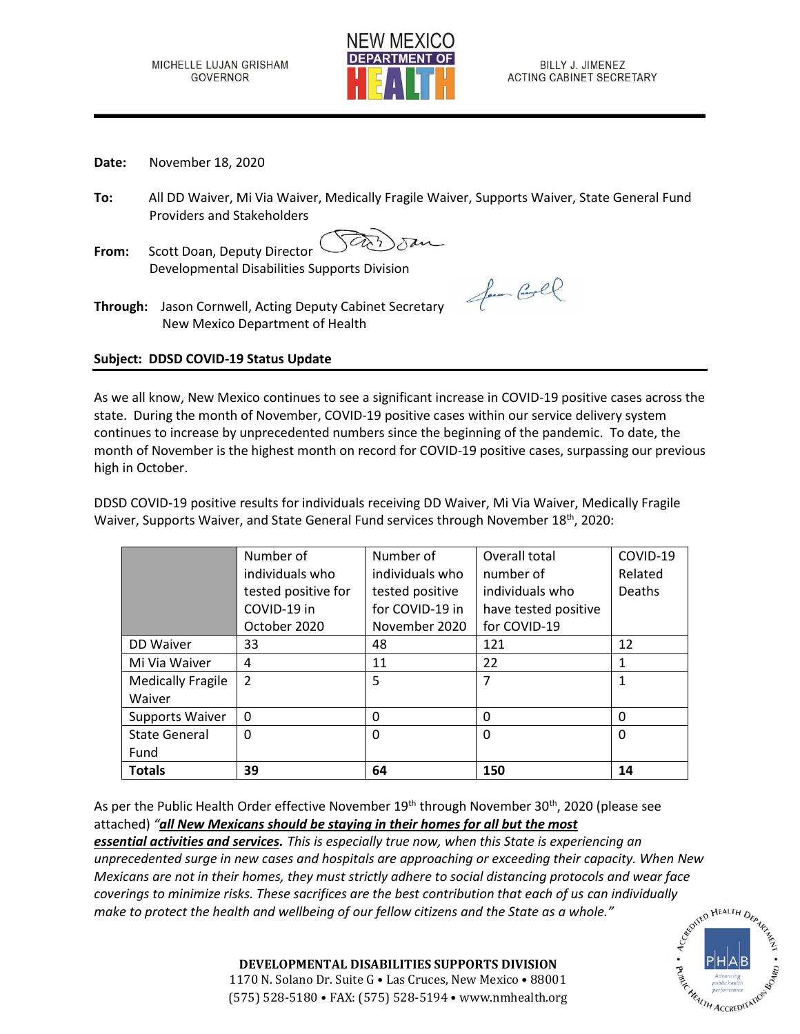MICHELLE LUJAN GRISHAM
GOVERNOR

NEW MEXICO
DEPARTMENT OF
HEALTH

BILLY J. JIMENEZ
ACTING CABINET SECRETARY

**Date:** November 18, 2020

**To:** All DD Waiver, Mi Via Waiver, Medically Fragile Waiver, Supports Waiver, State General Fund Providers and Stakeholders

**From:** Scott Doan, Deputy Director
Developmental Disabilities Supports Division

**Through:** Jason Cornwell, Acting Deputy Cabinet Secretary
New Mexico Department of Health

**Subject: DDSD COVID-19 Status Update**

As we all know, New Mexico continues to see a significant increase in COVID-19 positive cases across the state. During the month of November, COVID-19 positive cases within our service delivery system continues to increase by unprecedented numbers since the beginning of the pandemic. To date, the month of November is the highest month on record for COVID-19 positive cases, surpassing our previous high in October.

DDSD COVID-19 positive results for individuals receiving DD Waiver, Mi Via Waiver, Medically Fragile Waiver, Supports Waiver, and State General Fund services through November 18th, 2020:

| | Number of individuals who tested positive for COVID-19 in October 2020 | Number of individuals who tested positive for COVID-19 in November 2020 | Overall total number of individuals who have tested positive for COVID-19 | COVID-19 Related Deaths |
|---|---|---|---|---|
| DD Waiver | 33 | 48 | 121 | 12 |
| Mi Via Waiver | 4 | 11 | 22 | 1 |
| Medically Fragile Waiver | 2 | 5 | 7 | 1 |
| Supports Waiver | 0 | 0 | 0 | 0 |
| State General Fund | 0 | 0 | 0 | 0 |
| **Totals** | **39** | **64** | **150** | **14** |

As per the Public Health Order effective November 19th through November 30th, 2020 (please see attached) *"**all New Mexicans should be staying in their homes for all but the most essential activities and services**. This is especially true now, when this State is experiencing an unprecedented surge in new cases and hospitals are approaching or exceeding their capacity. When New Mexicans are not in their homes, they must strictly adhere to social distancing protocols and wear face coverings to minimize risks. These sacrifices are the best contribution that each of us can individually make to protect the health and wellbeing of our fellow citizens and the State as a whole."*

**DEVELOPMENTAL DISABILITIES SUPPORTS DIVISION**
1170 N. Solano Dr. Suite G • Las Cruces, New Mexico • 88001
(575) 528-5180 • FAX: (575) 528-5194 • www.nmhealth.org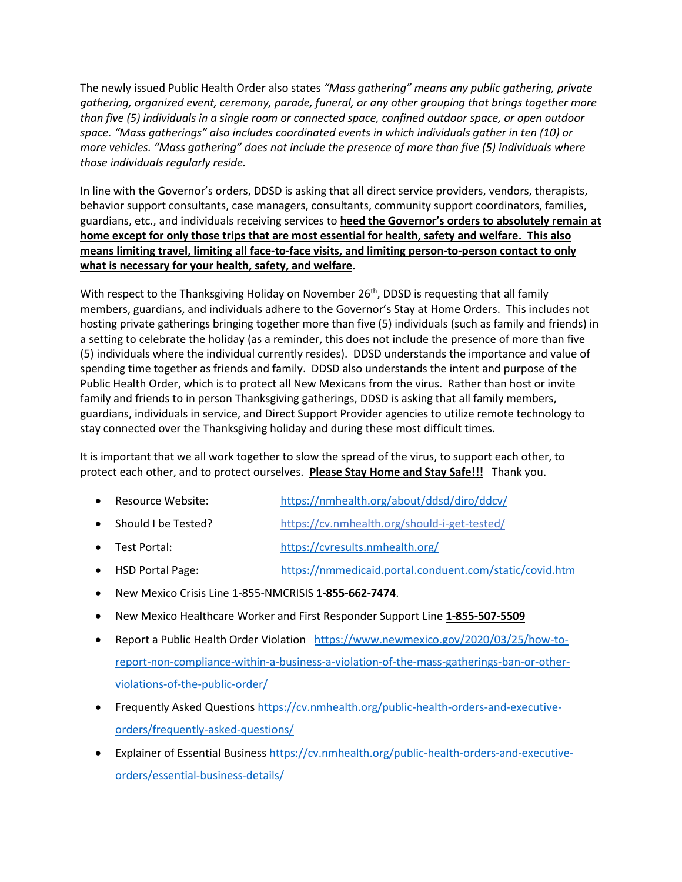The newly issued Public Health Order also states *"Mass gathering" means any public gathering, private gathering, organized event, ceremony, parade, funeral, or any other grouping that brings together more than five (5) individuals in a single room or connected space, confined outdoor space, or open outdoor space. "Mass gatherings" also includes coordinated events in which individuals gather in ten (10) or more vehicles. "Mass gathering" does not include the presence of more than five (5) individuals where those individuals regularly reside.*

In line with the Governor's orders, DDSD is asking that all direct service providers, vendors, therapists, behavior support consultants, case managers, consultants, community support coordinators, families, guardians, etc., and individuals receiving services to **heed the Governor's orders to absolutely remain at home except for only those trips that are most essential for health, safety and welfare. This also means limiting travel, limiting all face-to-face visits, and limiting person-to-person contact to only what is necessary for your health, safety, and welfare.**

With respect to the Thanksgiving Holiday on November 26th, DDSD is requesting that all family members, guardians, and individuals adhere to the Governor's Stay at Home Orders. This includes not hosting private gatherings bringing together more than five (5) individuals (such as family and friends) in a setting to celebrate the holiday (as a reminder, this does not include the presence of more than five (5) individuals where the individual currently resides). DDSD understands the importance and value of spending time together as friends and family. DDSD also understands the intent and purpose of the Public Health Order, which is to protect all New Mexicans from the virus. Rather than host or invite family and friends to in person Thanksgiving gatherings, DDSD is asking that all family members, guardians, individuals in service, and Direct Support Provider agencies to utilize remote technology to stay connected over the Thanksgiving holiday and during these most difficult times.

It is important that we all work together to slow the spread of the virus, to support each other, to protect each other, and to protect ourselves. **Please Stay Home and Stay Safe!!!** Thank you.

- Resource Website: https://nmhealth.org/about/ddsd/diro/ddcv/
- Should I be Tested? https://cv.nmhealth.org/should-i-get-tested/
- Test Portal: https://cvresults.nmhealth.org/
- HSD Portal Page: https://nmmedicaid.portal.conduent.com/static/covid.htm
- New Mexico Crisis Line 1-855-NMCRISIS **1-855-662-7474**.
- New Mexico Healthcare Worker and First Responder Support Line **1-855-507-5509**
- Report a Public Health Order Violation https://www.newmexico.gov/2020/03/25/how-to-report-non-compliance-within-a-business-a-violation-of-the-mass-gatherings-ban-or-other-violations-of-the-public-order/
- Frequently Asked Questions https://cv.nmhealth.org/public-health-orders-and-executive-orders/frequently-asked-questions/
- Explainer of Essential Business https://cv.nmhealth.org/public-health-orders-and-executive-orders/essential-business-details/